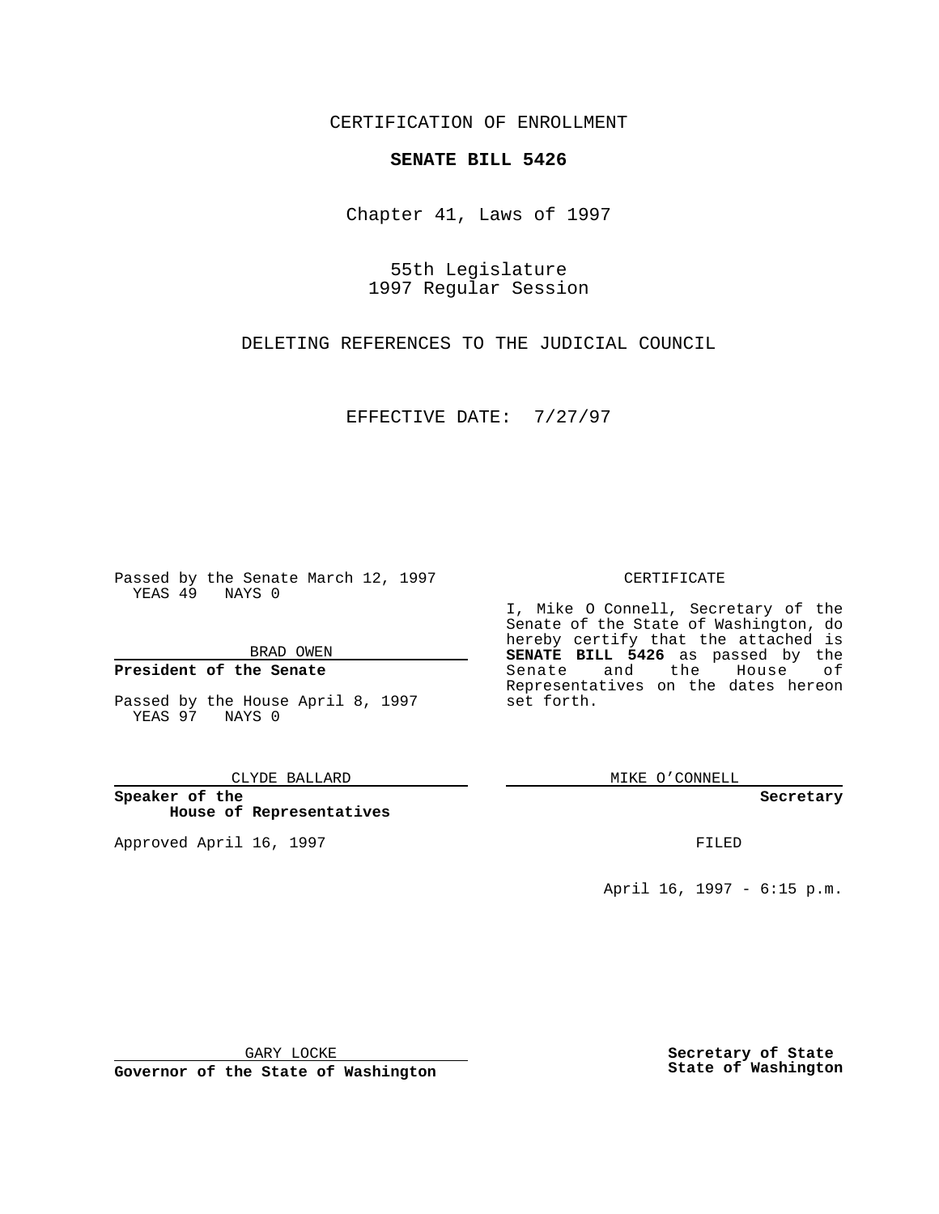CERTIFICATION OF ENROLLMENT

**SENATE BILL 5426**

Chapter 41, Laws of 1997

55th Legislature
1997 Regular Session

DELETING REFERENCES TO THE JUDICIAL COUNCIL

EFFECTIVE DATE: 7/27/97

Passed by the Senate March 12, 1997
YEAS 49 NAYS 0

BRAD OWEN

**President of the Senate**

Passed by the House April 8, 1997
YEAS 97 NAYS 0

CLYDE BALLARD

**Speaker of the House of Representatives**

Approved April 16, 1997

GARY LOCKE

**Governor of the State of Washington**

CERTIFICATE

I, Mike O Connell, Secretary of the Senate of the State of Washington, do hereby certify that the attached is **SENATE BILL 5426** as passed by the Senate and the House of Representatives on the dates hereon set forth.

MIKE O'CONNELL

**Secretary**

FILED

April 16, 1997 - 6:15 p.m.

**Secretary of State**
**State of Washington**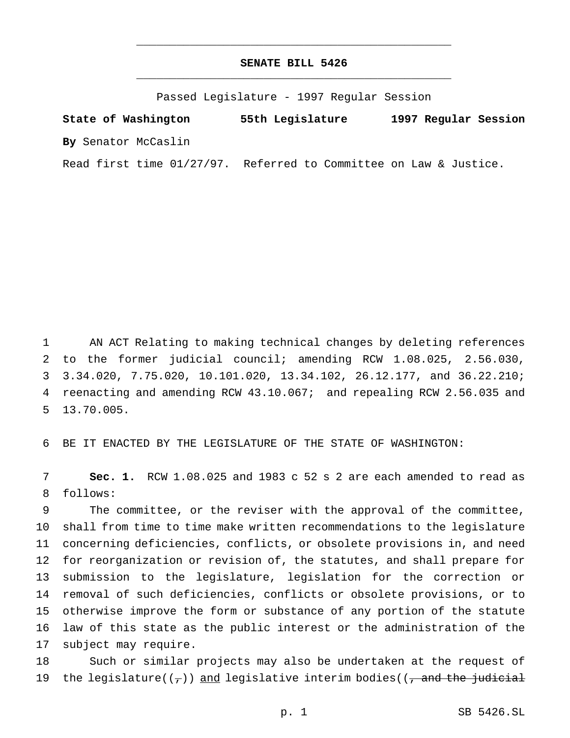# SENATE BILL 5426

Passed Legislature - 1997 Regular Session

**State of Washington 55th Legislature 1997 Regular Session**

**By** Senator McCaslin

Read first time 01/27/97. Referred to Committee on Law & Justice.

1 AN ACT Relating to making technical changes by deleting references
2 to the former judicial council; amending RCW 1.08.025, 2.56.030,
3 3.34.020, 7.75.020, 10.101.020, 13.34.102, 26.12.177, and 36.22.210;
4 reenacting and amending RCW 43.10.067; and repealing RCW 2.56.035 and
5 13.70.005.

6 BE IT ENACTED BY THE LEGISLATURE OF THE STATE OF WASHINGTON:

7 **Sec. 1.** RCW 1.08.025 and 1983 c 52 s 2 are each amended to read as
8 follows:

9 The committee, or the reviser with the approval of the committee,
10 shall from time to time make written recommendations to the legislature
11 concerning deficiencies, conflicts, or obsolete provisions in, and need
12 for reorganization or revision of, the statutes, and shall prepare for
13 submission to the legislature, legislation for the correction or
14 removal of such deficiencies, conflicts or obsolete provisions, or to
15 otherwise improve the form or substance of any portion of the statute
16 law of this state as the public interest or the administration of the
17 subject may require.

18 Such or similar projects may also be undertaken at the request of
19 the legislature((~~,~~)) <u>and</u> legislative interim bodies((~~, and the judicial~~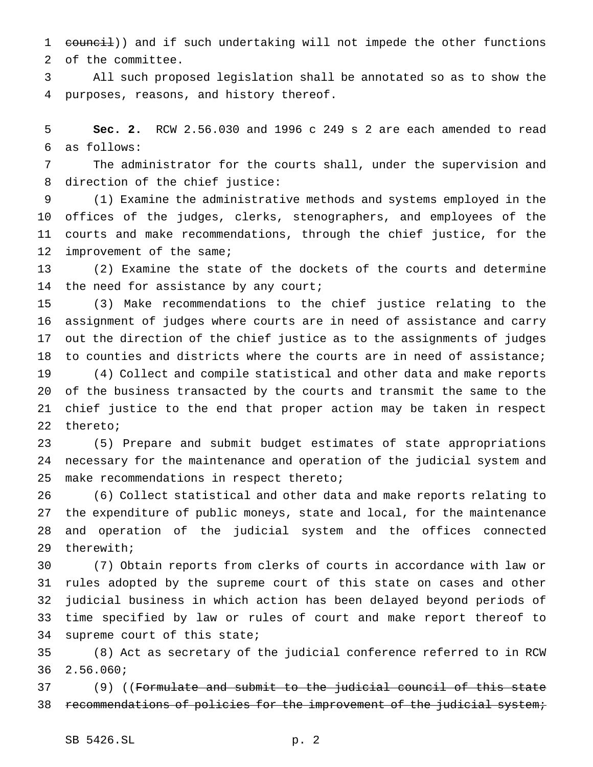council)) and if such undertaking will not impede the other functions of the committee.

All such proposed legislation shall be annotated so as to show the purposes, reasons, and history thereof.

**Sec. 2.** RCW 2.56.030 and 1996 c 249 s 2 are each amended to read as follows:

The administrator for the courts shall, under the supervision and direction of the chief justice:

(1) Examine the administrative methods and systems employed in the offices of the judges, clerks, stenographers, and employees of the courts and make recommendations, through the chief justice, for the improvement of the same;

(2) Examine the state of the dockets of the courts and determine the need for assistance by any court;

(3) Make recommendations to the chief justice relating to the assignment of judges where courts are in need of assistance and carry out the direction of the chief justice as to the assignments of judges to counties and districts where the courts are in need of assistance;

(4) Collect and compile statistical and other data and make reports of the business transacted by the courts and transmit the same to the chief justice to the end that proper action may be taken in respect thereto;

(5) Prepare and submit budget estimates of state appropriations necessary for the maintenance and operation of the judicial system and make recommendations in respect thereto;

(6) Collect statistical and other data and make reports relating to the expenditure of public moneys, state and local, for the maintenance and operation of the judicial system and the offices connected therewith;

(7) Obtain reports from clerks of courts in accordance with law or rules adopted by the supreme court of this state on cases and other judicial business in which action has been delayed beyond periods of time specified by law or rules of court and make report thereof to supreme court of this state;

(8) Act as secretary of the judicial conference referred to in RCW 2.56.060;

(9) ((~~Formulate and submit to the judicial council of this state recommendations of policies for the improvement of the judicial system;~~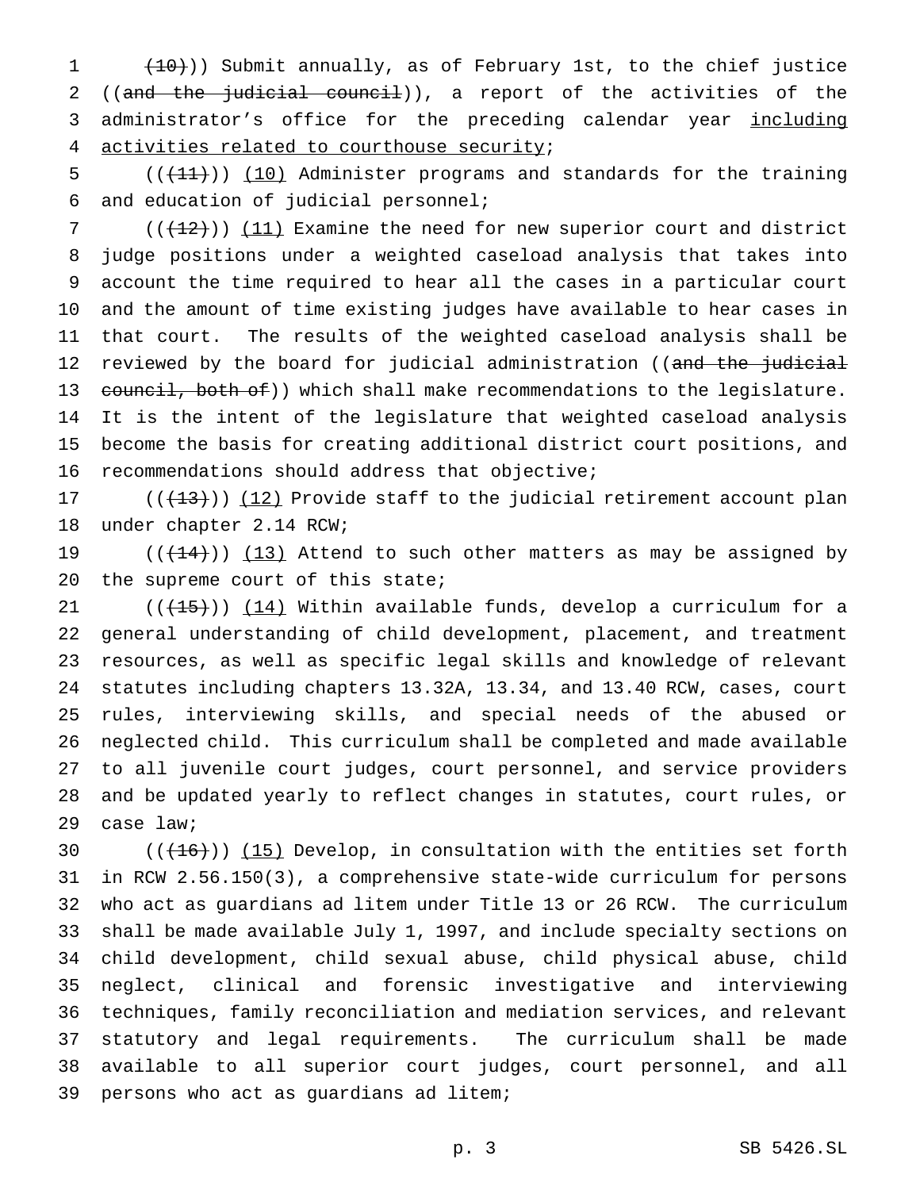~~(10)~~)) Submit annually, as of February 1st, to the chief justice ((~~and the judicial council~~)), a report of the activities of the administrator's office for the preceding calendar year <u>including activities related to courthouse security</u>;

((~~(11)~~)) <u>(10)</u> Administer programs and standards for the training and education of judicial personnel;

((~~(12)~~)) <u>(11)</u> Examine the need for new superior court and district judge positions under a weighted caseload analysis that takes into account the time required to hear all the cases in a particular court and the amount of time existing judges have available to hear cases in that court. The results of the weighted caseload analysis shall be reviewed by the board for judicial administration ((~~and the judicial council, both of~~)) which shall make recommendations to the legislature. It is the intent of the legislature that weighted caseload analysis become the basis for creating additional district court positions, and recommendations should address that objective;

((~~(13)~~)) <u>(12)</u> Provide staff to the judicial retirement account plan under chapter 2.14 RCW;

((~~(14)~~)) <u>(13)</u> Attend to such other matters as may be assigned by the supreme court of this state;

((~~(15)~~)) <u>(14)</u> Within available funds, develop a curriculum for a general understanding of child development, placement, and treatment resources, as well as specific legal skills and knowledge of relevant statutes including chapters 13.32A, 13.34, and 13.40 RCW, cases, court rules, interviewing skills, and special needs of the abused or neglected child. This curriculum shall be completed and made available to all juvenile court judges, court personnel, and service providers and be updated yearly to reflect changes in statutes, court rules, or case law;

((~~(16)~~)) <u>(15)</u> Develop, in consultation with the entities set forth in RCW 2.56.150(3), a comprehensive state-wide curriculum for persons who act as guardians ad litem under Title 13 or 26 RCW. The curriculum shall be made available July 1, 1997, and include specialty sections on child development, child sexual abuse, child physical abuse, child neglect, clinical and forensic investigative and interviewing techniques, family reconciliation and mediation services, and relevant statutory and legal requirements. The curriculum shall be made available to all superior court judges, court personnel, and all persons who act as guardians ad litem;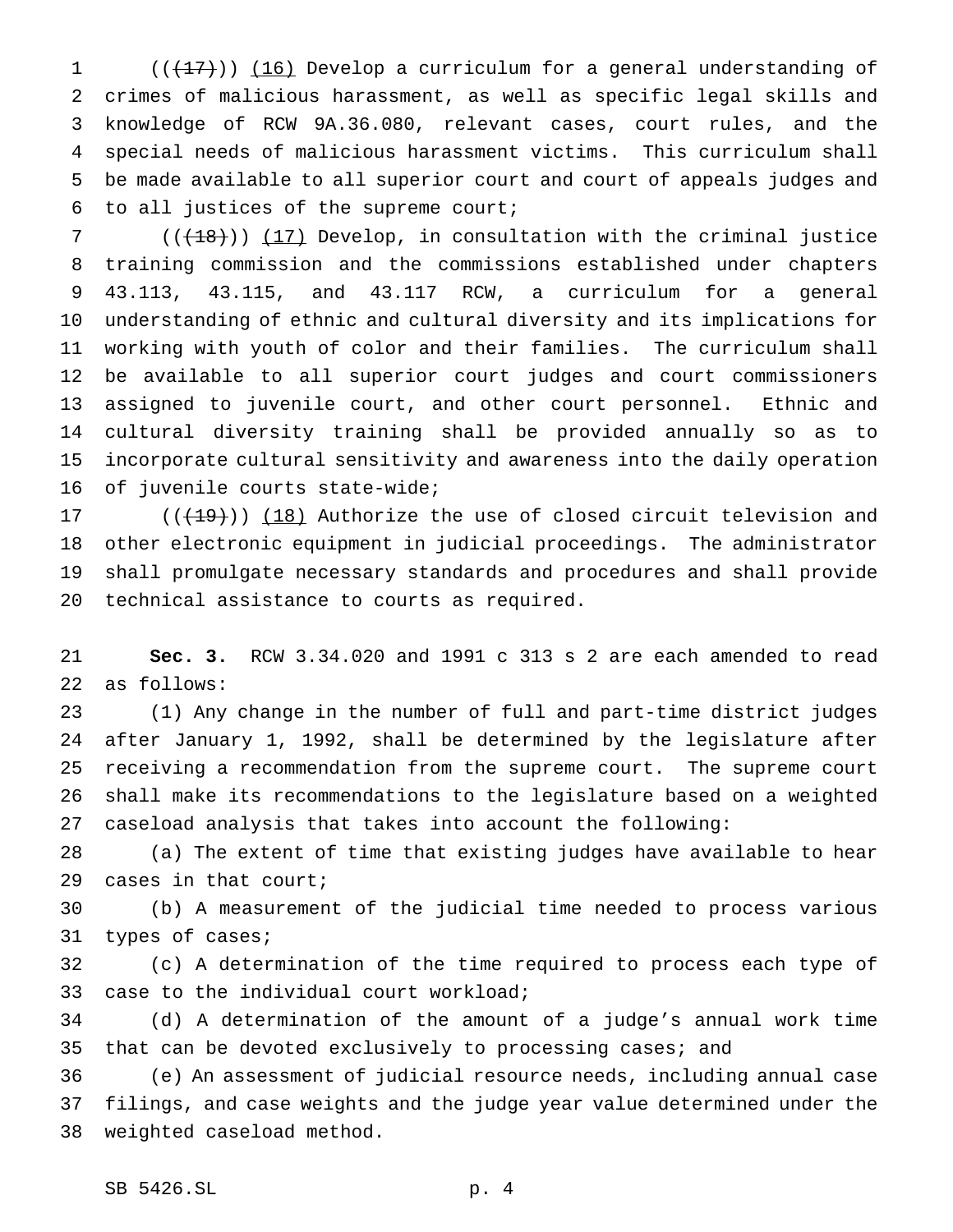((~~(17)~~)) (16) Develop a curriculum for a general understanding of crimes of malicious harassment, as well as specific legal skills and knowledge of RCW 9A.36.080, relevant cases, court rules, and the special needs of malicious harassment victims. This curriculum shall be made available to all superior court and court of appeals judges and to all justices of the supreme court;

((~~(18)~~)) (17) Develop, in consultation with the criminal justice training commission and the commissions established under chapters 43.113, 43.115, and 43.117 RCW, a curriculum for a general understanding of ethnic and cultural diversity and its implications for working with youth of color and their families. The curriculum shall be available to all superior court judges and court commissioners assigned to juvenile court, and other court personnel. Ethnic and cultural diversity training shall be provided annually so as to incorporate cultural sensitivity and awareness into the daily operation of juvenile courts state-wide;

((~~(19)~~)) (18) Authorize the use of closed circuit television and other electronic equipment in judicial proceedings. The administrator shall promulgate necessary standards and procedures and shall provide technical assistance to courts as required.

**Sec. 3.** RCW 3.34.020 and 1991 c 313 s 2 are each amended to read as follows:

(1) Any change in the number of full and part-time district judges after January 1, 1992, shall be determined by the legislature after receiving a recommendation from the supreme court. The supreme court shall make its recommendations to the legislature based on a weighted caseload analysis that takes into account the following:

(a) The extent of time that existing judges have available to hear cases in that court;

(b) A measurement of the judicial time needed to process various types of cases;

(c) A determination of the time required to process each type of case to the individual court workload;

(d) A determination of the amount of a judge's annual work time that can be devoted exclusively to processing cases; and

(e) An assessment of judicial resource needs, including annual case filings, and case weights and the judge year value determined under the weighted caseload method.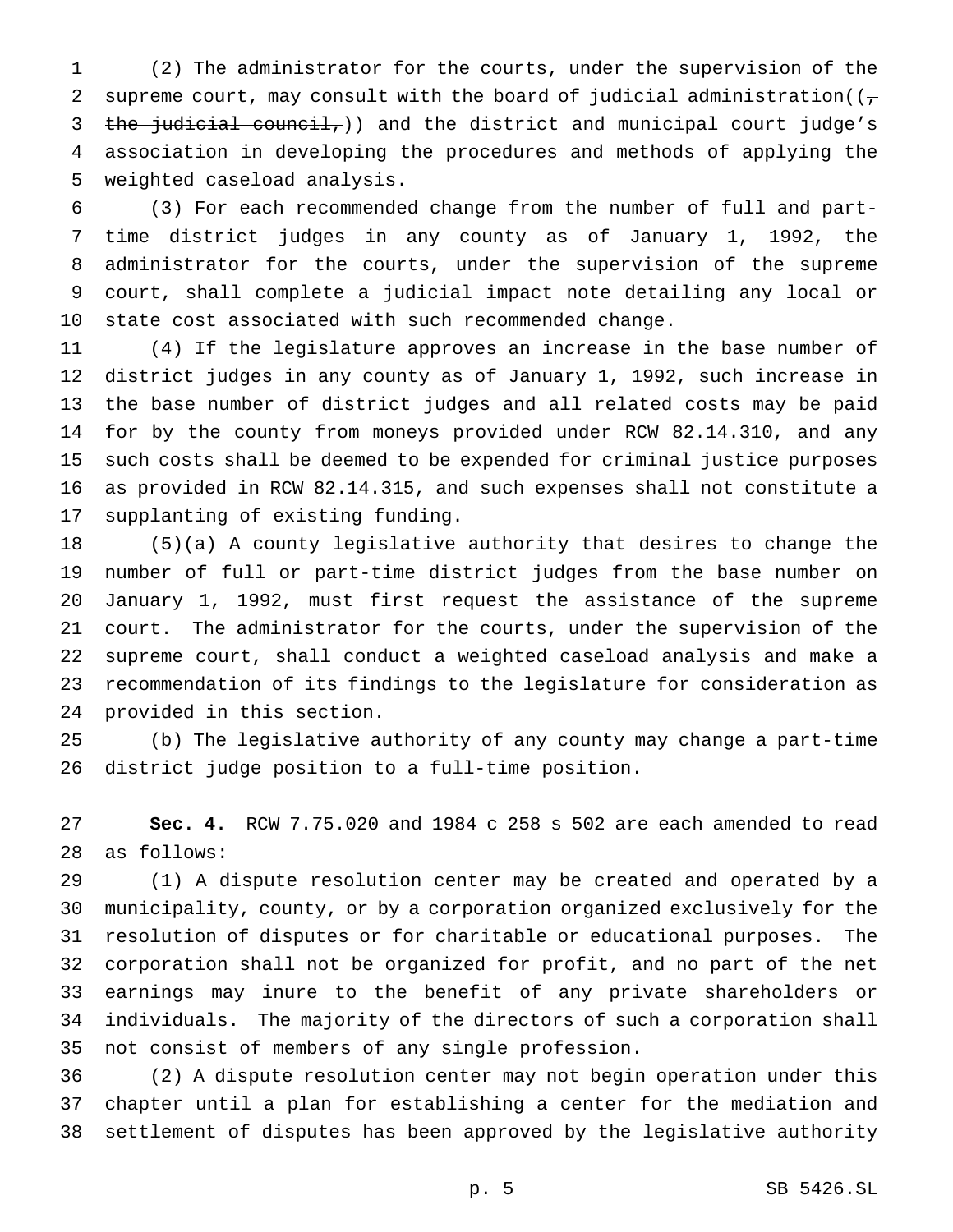(2) The administrator for the courts, under the supervision of the supreme court, may consult with the board of judicial administration((, ~~the judicial council,~~)) and the district and municipal court judge's association in developing the procedures and methods of applying the weighted caseload analysis.

(3) For each recommended change from the number of full and part-time district judges in any county as of January 1, 1992, the administrator for the courts, under the supervision of the supreme court, shall complete a judicial impact note detailing any local or state cost associated with such recommended change.

(4) If the legislature approves an increase in the base number of district judges in any county as of January 1, 1992, such increase in the base number of district judges and all related costs may be paid for by the county from moneys provided under RCW 82.14.310, and any such costs shall be deemed to be expended for criminal justice purposes as provided in RCW 82.14.315, and such expenses shall not constitute a supplanting of existing funding.

(5)(a) A county legislative authority that desires to change the number of full or part-time district judges from the base number on January 1, 1992, must first request the assistance of the supreme court. The administrator for the courts, under the supervision of the supreme court, shall conduct a weighted caseload analysis and make a recommendation of its findings to the legislature for consideration as provided in this section.

(b) The legislative authority of any county may change a part-time district judge position to a full-time position.

**Sec. 4.** RCW 7.75.020 and 1984 c 258 s 502 are each amended to read as follows:

(1) A dispute resolution center may be created and operated by a municipality, county, or by a corporation organized exclusively for the resolution of disputes or for charitable or educational purposes. The corporation shall not be organized for profit, and no part of the net earnings may inure to the benefit of any private shareholders or individuals. The majority of the directors of such a corporation shall not consist of members of any single profession.

(2) A dispute resolution center may not begin operation under this chapter until a plan for establishing a center for the mediation and settlement of disputes has been approved by the legislative authority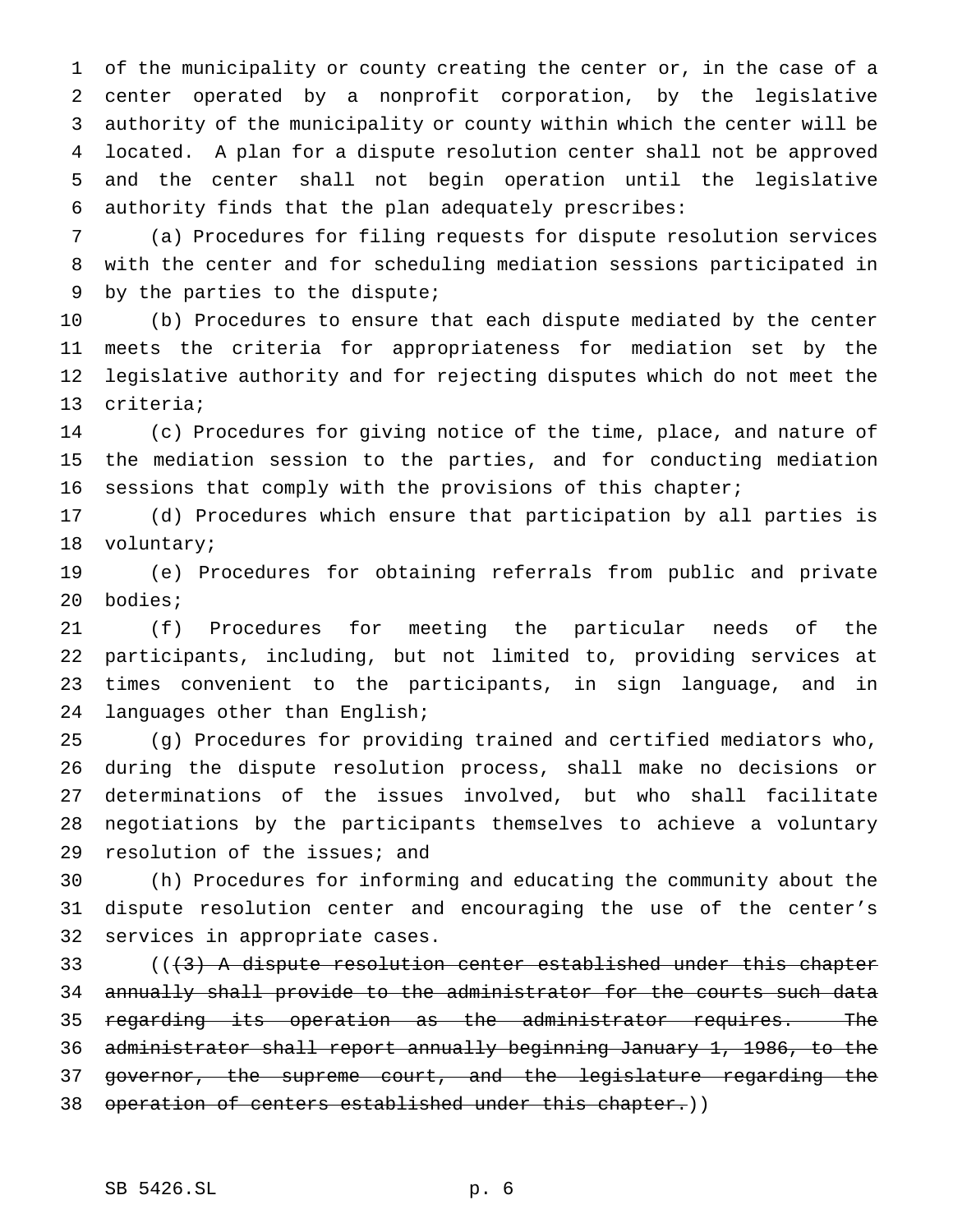of the municipality or county creating the center or, in the case of a center operated by a nonprofit corporation, by the legislative authority of the municipality or county within which the center will be located. A plan for a dispute resolution center shall not be approved and the center shall not begin operation until the legislative authority finds that the plan adequately prescribes:

(a) Procedures for filing requests for dispute resolution services with the center and for scheduling mediation sessions participated in by the parties to the dispute;

(b) Procedures to ensure that each dispute mediated by the center meets the criteria for appropriateness for mediation set by the legislative authority and for rejecting disputes which do not meet the criteria;

(c) Procedures for giving notice of the time, place, and nature of the mediation session to the parties, and for conducting mediation sessions that comply with the provisions of this chapter;

(d) Procedures which ensure that participation by all parties is voluntary;

(e) Procedures for obtaining referrals from public and private bodies;

(f) Procedures for meeting the particular needs of the participants, including, but not limited to, providing services at times convenient to the participants, in sign language, and in languages other than English;

(g) Procedures for providing trained and certified mediators who, during the dispute resolution process, shall make no decisions or determinations of the issues involved, but who shall facilitate negotiations by the participants themselves to achieve a voluntary resolution of the issues; and

(h) Procedures for informing and educating the community about the dispute resolution center and encouraging the use of the center's services in appropriate cases.

((~~(3) A dispute resolution center established under this chapter annually shall provide to the administrator for the courts such data regarding its operation as the administrator requires. The administrator shall report annually beginning January 1, 1986, to the governor, the supreme court, and the legislature regarding the operation of centers established under this chapter.~~))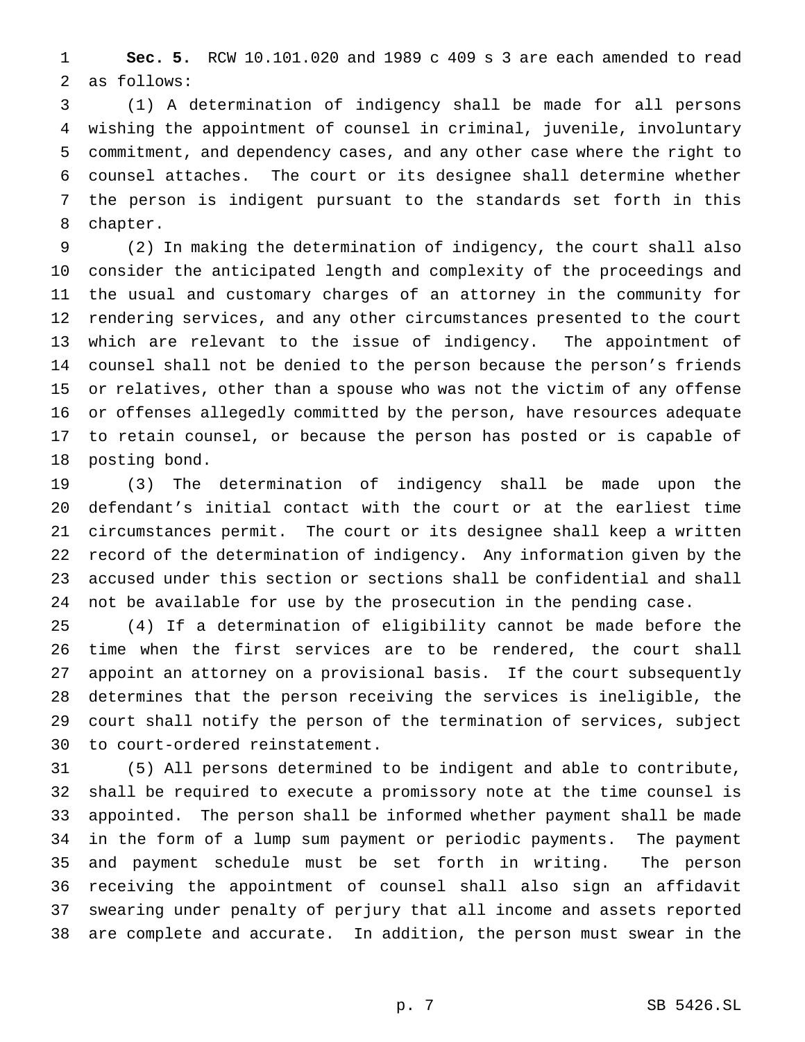**Sec. 5.** RCW 10.101.020 and 1989 c 409 s 3 are each amended to read as follows:

(1) A determination of indigency shall be made for all persons wishing the appointment of counsel in criminal, juvenile, involuntary commitment, and dependency cases, and any other case where the right to counsel attaches. The court or its designee shall determine whether the person is indigent pursuant to the standards set forth in this chapter.

(2) In making the determination of indigency, the court shall also consider the anticipated length and complexity of the proceedings and the usual and customary charges of an attorney in the community for rendering services, and any other circumstances presented to the court which are relevant to the issue of indigency. The appointment of counsel shall not be denied to the person because the person's friends or relatives, other than a spouse who was not the victim of any offense or offenses allegedly committed by the person, have resources adequate to retain counsel, or because the person has posted or is capable of posting bond.

(3) The determination of indigency shall be made upon the defendant's initial contact with the court or at the earliest time circumstances permit. The court or its designee shall keep a written record of the determination of indigency. Any information given by the accused under this section or sections shall be confidential and shall not be available for use by the prosecution in the pending case.

(4) If a determination of eligibility cannot be made before the time when the first services are to be rendered, the court shall appoint an attorney on a provisional basis. If the court subsequently determines that the person receiving the services is ineligible, the court shall notify the person of the termination of services, subject to court-ordered reinstatement.

(5) All persons determined to be indigent and able to contribute, shall be required to execute a promissory note at the time counsel is appointed. The person shall be informed whether payment shall be made in the form of a lump sum payment or periodic payments. The payment and payment schedule must be set forth in writing. The person receiving the appointment of counsel shall also sign an affidavit swearing under penalty of perjury that all income and assets reported are complete and accurate. In addition, the person must swear in the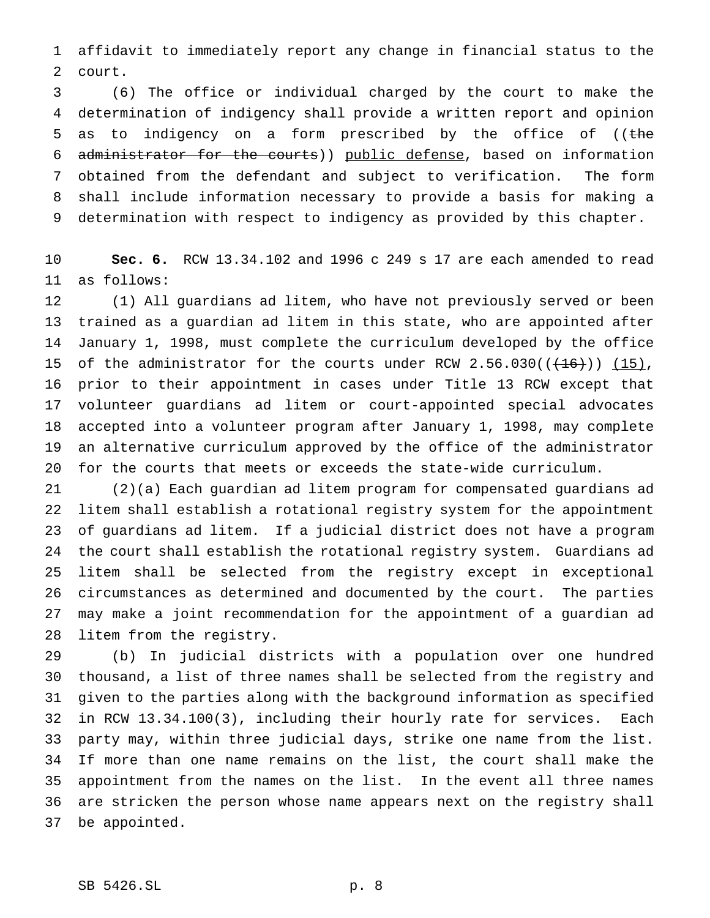affidavit to immediately report any change in financial status to the court.

(6) The office or individual charged by the court to make the determination of indigency shall provide a written report and opinion as to indigency on a form prescribed by the office of ((~~the administrator for the courts~~)) public defense, based on information obtained from the defendant and subject to verification. The form shall include information necessary to provide a basis for making a determination with respect to indigency as provided by this chapter.

**Sec. 6.** RCW 13.34.102 and 1996 c 249 s 17 are each amended to read as follows:

(1) All guardians ad litem, who have not previously served or been trained as a guardian ad litem in this state, who are appointed after January 1, 1998, must complete the curriculum developed by the office of the administrator for the courts under RCW 2.56.030((~~(16)~~)) (15), prior to their appointment in cases under Title 13 RCW except that volunteer guardians ad litem or court-appointed special advocates accepted into a volunteer program after January 1, 1998, may complete an alternative curriculum approved by the office of the administrator for the courts that meets or exceeds the state-wide curriculum.

(2)(a) Each guardian ad litem program for compensated guardians ad litem shall establish a rotational registry system for the appointment of guardians ad litem. If a judicial district does not have a program the court shall establish the rotational registry system. Guardians ad litem shall be selected from the registry except in exceptional circumstances as determined and documented by the court. The parties may make a joint recommendation for the appointment of a guardian ad litem from the registry.

(b) In judicial districts with a population over one hundred thousand, a list of three names shall be selected from the registry and given to the parties along with the background information as specified in RCW 13.34.100(3), including their hourly rate for services. Each party may, within three judicial days, strike one name from the list. If more than one name remains on the list, the court shall make the appointment from the names on the list. In the event all three names are stricken the person whose name appears next on the registry shall be appointed.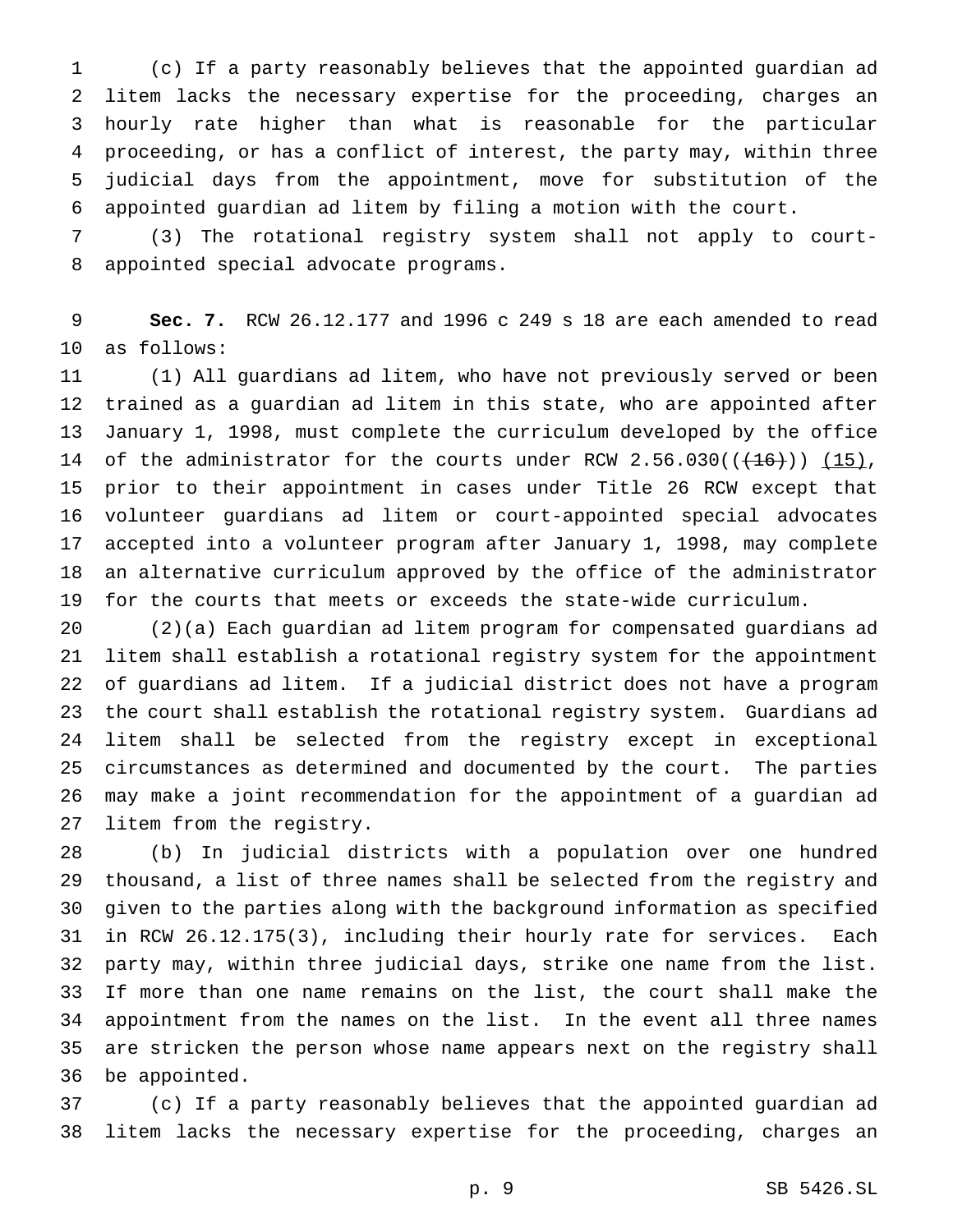(c) If a party reasonably believes that the appointed guardian ad litem lacks the necessary expertise for the proceeding, charges an hourly rate higher than what is reasonable for the particular proceeding, or has a conflict of interest, the party may, within three judicial days from the appointment, move for substitution of the appointed guardian ad litem by filing a motion with the court.

(3) The rotational registry system shall not apply to court-appointed special advocate programs.

**Sec. 7.** RCW 26.12.177 and 1996 c 249 s 18 are each amended to read as follows:

(1) All guardians ad litem, who have not previously served or been trained as a guardian ad litem in this state, who are appointed after January 1, 1998, must complete the curriculum developed by the office of the administrator for the courts under RCW 2.56.030((~~(16)~~)) <u>(15)</u>, prior to their appointment in cases under Title 26 RCW except that volunteer guardians ad litem or court-appointed special advocates accepted into a volunteer program after January 1, 1998, may complete an alternative curriculum approved by the office of the administrator for the courts that meets or exceeds the state-wide curriculum.

(2)(a) Each guardian ad litem program for compensated guardians ad litem shall establish a rotational registry system for the appointment of guardians ad litem. If a judicial district does not have a program the court shall establish the rotational registry system. Guardians ad litem shall be selected from the registry except in exceptional circumstances as determined and documented by the court. The parties may make a joint recommendation for the appointment of a guardian ad litem from the registry.

(b) In judicial districts with a population over one hundred thousand, a list of three names shall be selected from the registry and given to the parties along with the background information as specified in RCW 26.12.175(3), including their hourly rate for services. Each party may, within three judicial days, strike one name from the list. If more than one name remains on the list, the court shall make the appointment from the names on the list. In the event all three names are stricken the person whose name appears next on the registry shall be appointed.

(c) If a party reasonably believes that the appointed guardian ad litem lacks the necessary expertise for the proceeding, charges an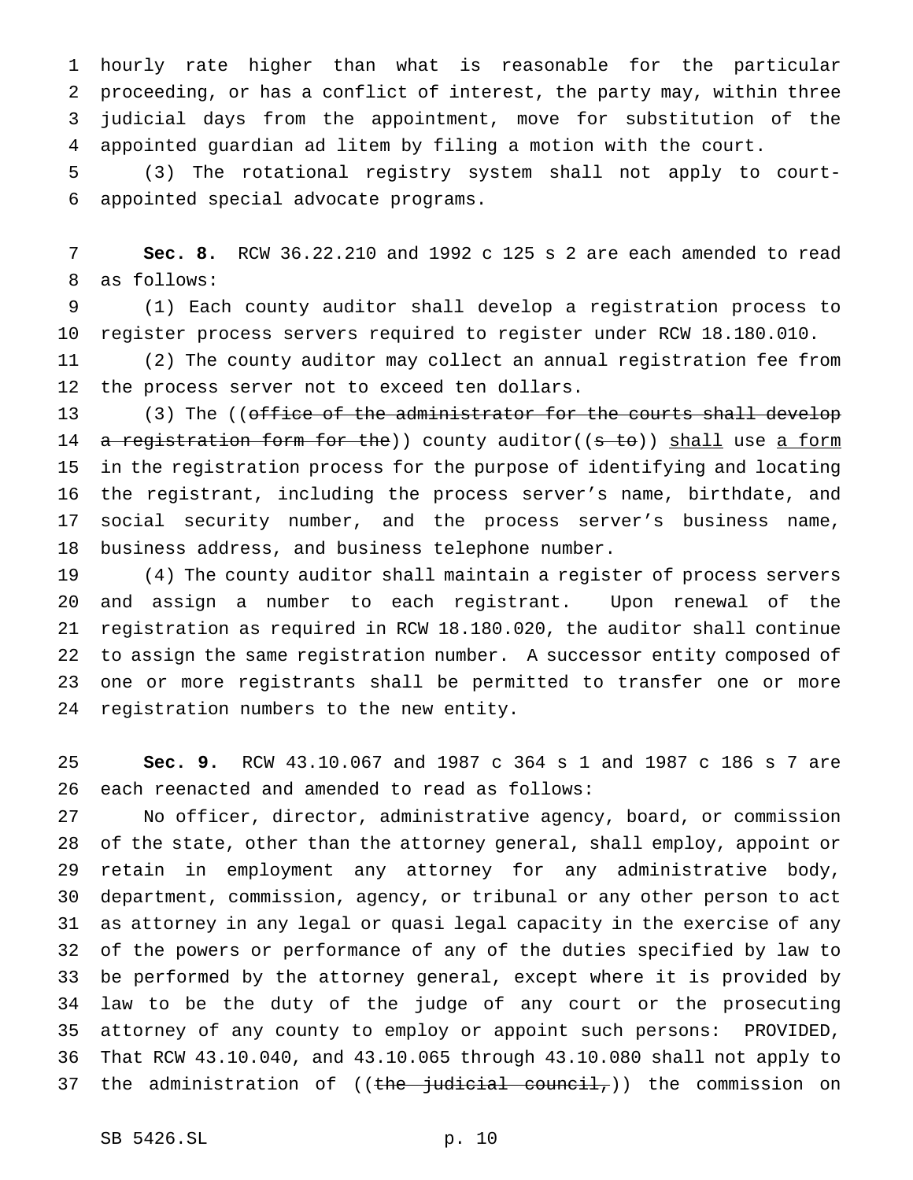hourly rate higher than what is reasonable for the particular proceeding, or has a conflict of interest, the party may, within three judicial days from the appointment, move for substitution of the appointed guardian ad litem by filing a motion with the court.

(3) The rotational registry system shall not apply to court-appointed special advocate programs.

**Sec. 8.** RCW 36.22.210 and 1992 c 125 s 2 are each amended to read as follows:

(1) Each county auditor shall develop a registration process to register process servers required to register under RCW 18.180.010.

(2) The county auditor may collect an annual registration fee from the process server not to exceed ten dollars.

(3) The ((~~office of the administrator for the courts shall develop a registration form for the~~)) county auditor((~~s to~~)) shall use a form in the registration process for the purpose of identifying and locating the registrant, including the process server's name, birthdate, and social security number, and the process server's business name, business address, and business telephone number.

(4) The county auditor shall maintain a register of process servers and assign a number to each registrant. Upon renewal of the registration as required in RCW 18.180.020, the auditor shall continue to assign the same registration number. A successor entity composed of one or more registrants shall be permitted to transfer one or more registration numbers to the new entity.

**Sec. 9.** RCW 43.10.067 and 1987 c 364 s 1 and 1987 c 186 s 7 are each reenacted and amended to read as follows:

No officer, director, administrative agency, board, or commission of the state, other than the attorney general, shall employ, appoint or retain in employment any attorney for any administrative body, department, commission, agency, or tribunal or any other person to act as attorney in any legal or quasi legal capacity in the exercise of any of the powers or performance of any of the duties specified by law to be performed by the attorney general, except where it is provided by law to be the duty of the judge of any court or the prosecuting attorney of any county to employ or appoint such persons: PROVIDED, That RCW 43.10.040, and 43.10.065 through 43.10.080 shall not apply to the administration of ((~~the judicial council,~~)) the commission on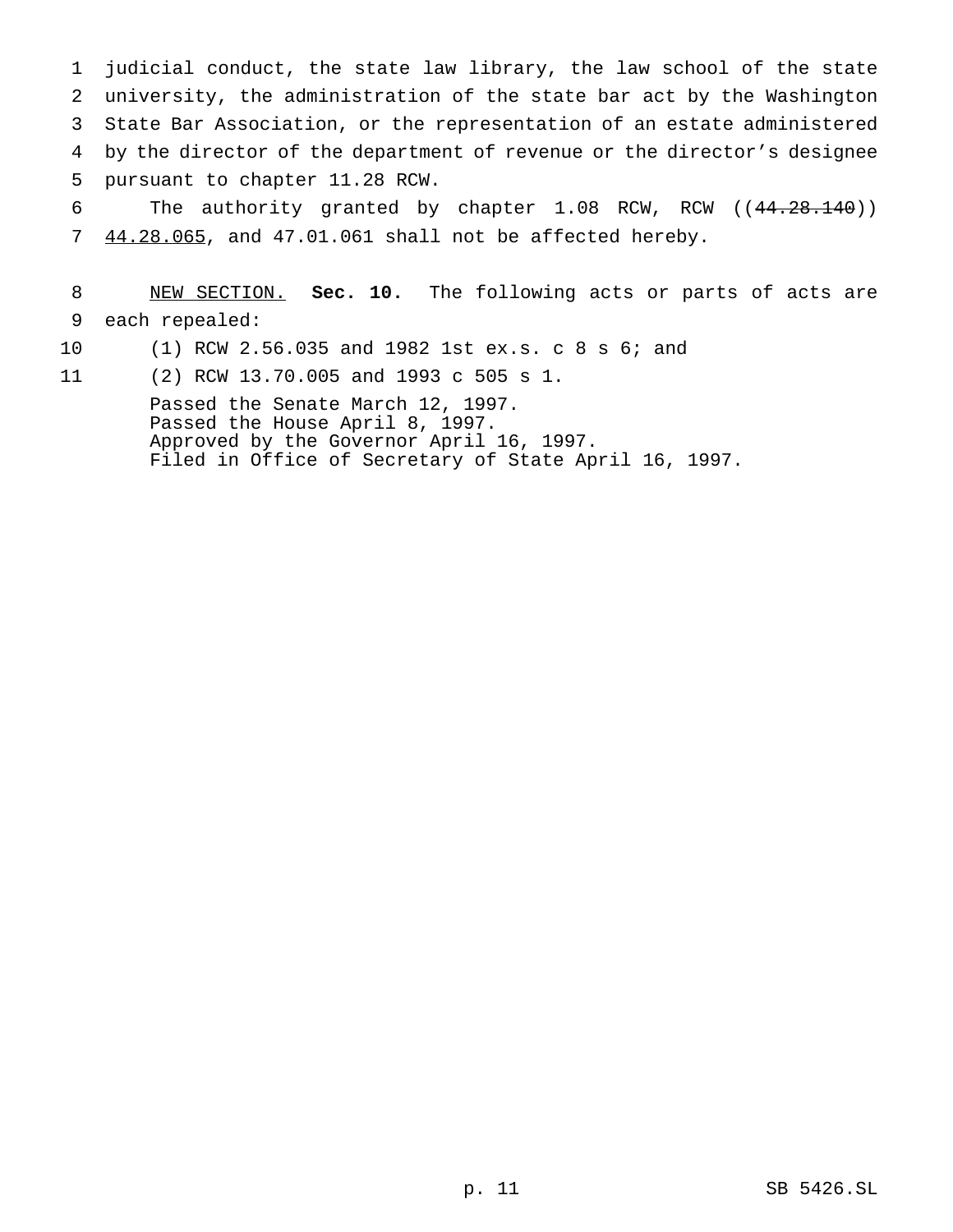judicial conduct, the state law library, the law school of the state university, the administration of the state bar act by the Washington State Bar Association, or the representation of an estate administered by the director of the department of revenue or the director's designee pursuant to chapter 11.28 RCW.

The authority granted by chapter 1.08 RCW, RCW ((~~44.28.140~~)) <u>44.28.065</u>, and 47.01.061 shall not be affected hereby.

<u>NEW SECTION.</u> **Sec. 10.** The following acts or parts of acts are each repealed:

(1) RCW 2.56.035 and 1982 1st ex.s. c 8 s 6; and

(2) RCW 13.70.005 and 1993 c 505 s 1.

Passed the Senate March 12, 1997.
Passed the House April 8, 1997.
Approved by the Governor April 16, 1997.
Filed in Office of Secretary of State April 16, 1997.